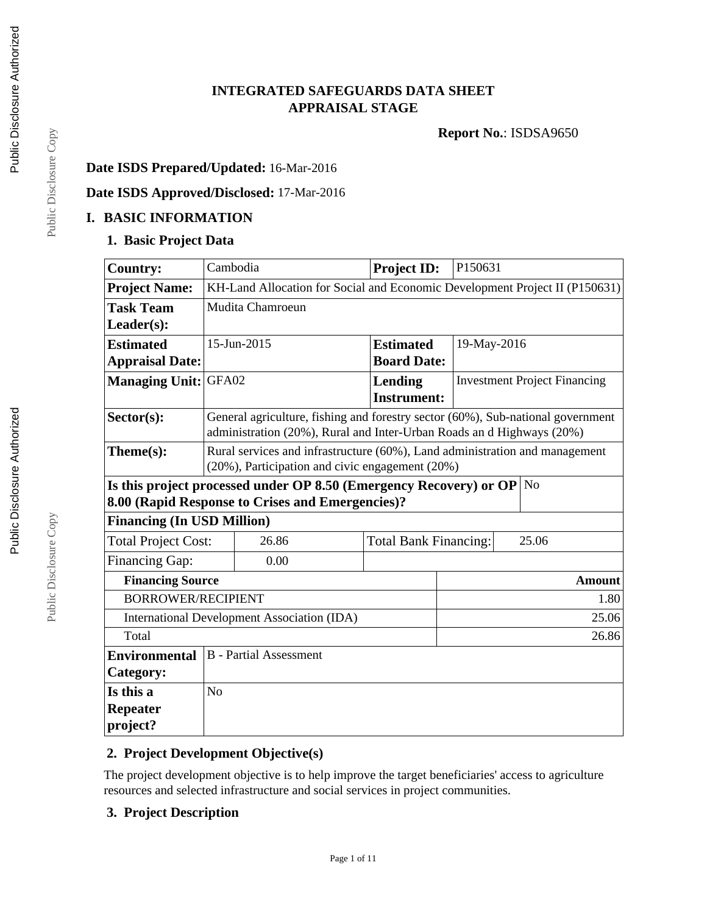# INTEGRATED SAFEGUARDS DATA SHEET
# APPRAISAL STAGE

**Report No.**: ISDSA9650

**Date ISDS Prepared/Updated:** 16-Mar-2016

**Date ISDS Approved/Disclosed:** 17-Mar-2016

## I. BASIC INFORMATION

### 1. Basic Project Data

| | | | |
|---|---|---|---|
| **Country:** | Cambodia | **Project ID:** | P150631 |
| **Project Name:** | KH-Land Allocation for Social and Economic Development Project II (P150631) | | |
| **Task Team Leader(s):** | Mudita Chamroeun | | |
| **Estimated Appraisal Date:** | 15-Jun-2015 | **Estimated Board Date:** | 19-May-2016 |
| **Managing Unit:** | GFA02 | **Lending Instrument:** | Investment Project Financing |
| **Sector(s):** | General agriculture, fishing and forestry sector (60%), Sub-national government administration (20%), Rural and Inter-Urban Roads an d Highways (20%) | | |
| **Theme(s):** | Rural services and infrastructure (60%), Land administration and management (20%), Participation and civic engagement (20%) | | |
| **Is this project processed under OP 8.50 (Emergency Recovery) or OP 8.00 (Rapid Response to Crises and Emergencies)?** | No | | |

**Financing (In USD Million)**

| | | | |
|---|---|---|---|
| Total Project Cost: | 26.86 | Total Bank Financing: | 25.06 |
| Financing Gap: | 0.00 | | |

| **Financing Source** | **Amount** |
|---|---|
| BORROWER/RECIPIENT | 1.80 |
| International Development Association (IDA) | 25.06 |
| Total | 26.86 |

| | |
|---|---|
| **Environmental Category:** | B - Partial Assessment |
| **Is this a Repeater project?** | No |

### 2. Project Development Objective(s)

The project development objective is to help improve the target beneficiaries' access to agriculture resources and selected infrastructure and social services in project communities.

### 3. Project Description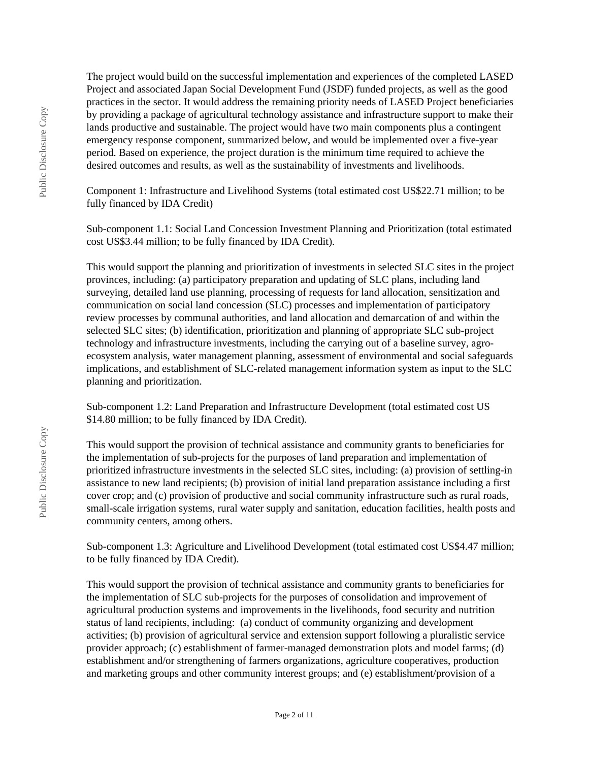The project would build on the successful implementation and experiences of the completed LASED Project and associated Japan Social Development Fund (JSDF) funded projects, as well as the good practices in the sector. It would address the remaining priority needs of LASED Project beneficiaries by providing a package of agricultural technology assistance and infrastructure support to make their lands productive and sustainable. The project would have two main components plus a contingent emergency response component, summarized below, and would be implemented over a five-year period. Based on experience, the project duration is the minimum time required to achieve the desired outcomes and results, as well as the sustainability of investments and livelihoods.

Component 1: Infrastructure and Livelihood Systems (total estimated cost US$22.71 million; to be fully financed by IDA Credit)

Sub-component 1.1: Social Land Concession Investment Planning and Prioritization (total estimated cost US$3.44 million; to be fully financed by IDA Credit).

This would support the planning and prioritization of investments in selected SLC sites in the project provinces, including: (a) participatory preparation and updating of SLC plans, including land surveying, detailed land use planning, processing of requests for land allocation, sensitization and communication on social land concession (SLC) processes and implementation of participatory review processes by communal authorities, and land allocation and demarcation of and within the selected SLC sites; (b) identification, prioritization and planning of appropriate SLC sub-project technology and infrastructure investments, including the carrying out of a baseline survey, agro-ecosystem analysis, water management planning, assessment of environmental and social safeguards implications, and establishment of SLC-related management information system as input to the SLC planning and prioritization.

Sub-component 1.2: Land Preparation and Infrastructure Development (total estimated cost US $14.80 million; to be fully financed by IDA Credit).

This would support the provision of technical assistance and community grants to beneficiaries for the implementation of sub-projects for the purposes of land preparation and implementation of prioritized infrastructure investments in the selected SLC sites, including: (a) provision of settling-in assistance to new land recipients; (b) provision of initial land preparation assistance including a first cover crop; and (c) provision of productive and social community infrastructure such as rural roads, small-scale irrigation systems, rural water supply and sanitation, education facilities, health posts and community centers, among others.

Sub-component 1.3: Agriculture and Livelihood Development (total estimated cost US$4.47 million; to be fully financed by IDA Credit).

This would support the provision of technical assistance and community grants to beneficiaries for the implementation of SLC sub-projects for the purposes of consolidation and improvement of agricultural production systems and improvements in the livelihoods, food security and nutrition status of land recipients, including: (a) conduct of community organizing and development activities; (b) provision of agricultural service and extension support following a pluralistic service provider approach; (c) establishment of farmer-managed demonstration plots and model farms; (d) establishment and/or strengthening of farmers organizations, agriculture cooperatives, production and marketing groups and other community interest groups; and (e) establishment/provision of a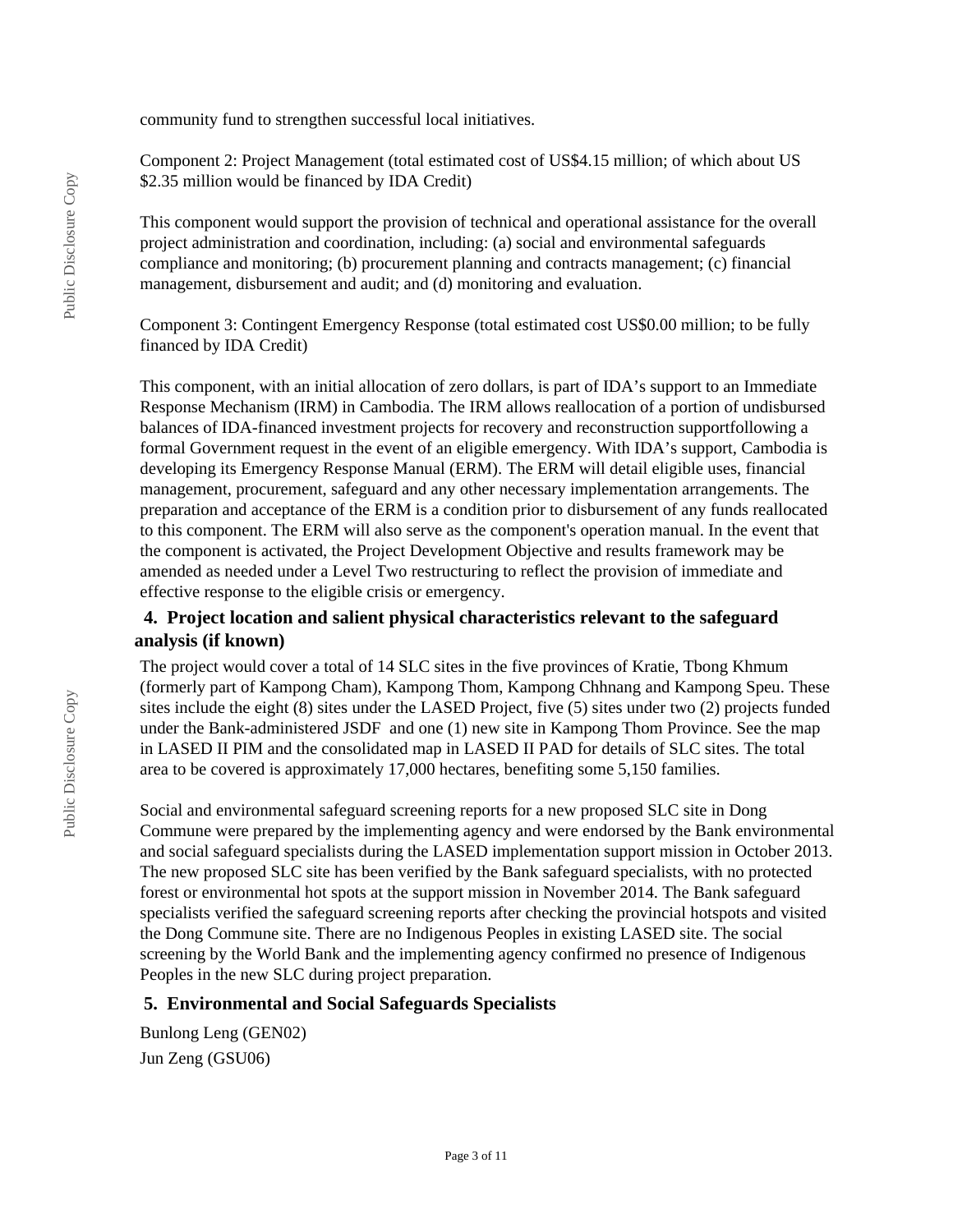community fund to strengthen successful local initiatives.

Component 2: Project Management (total estimated cost of US$4.15 million; of which about US $2.35 million would be financed by IDA Credit)

This component would support the provision of technical and operational assistance for the overall project administration and coordination, including: (a) social and environmental safeguards compliance and monitoring; (b) procurement planning and contracts management; (c) financial management, disbursement and audit; and (d) monitoring and evaluation.

Component 3: Contingent Emergency Response (total estimated cost US$0.00 million; to be fully financed by IDA Credit)

This component, with an initial allocation of zero dollars, is part of IDA's support to an Immediate Response Mechanism (IRM) in Cambodia. The IRM allows reallocation of a portion of undisbursed balances of IDA-financed investment projects for recovery and reconstruction supportfollowing a formal Government request in the event of an eligible emergency. With IDA's support, Cambodia is developing its Emergency Response Manual (ERM). The ERM will detail eligible uses, financial management, procurement, safeguard and any other necessary implementation arrangements. The preparation and acceptance of the ERM is a condition prior to disbursement of any funds reallocated to this component. The ERM will also serve as the component's operation manual. In the event that the component is activated, the Project Development Objective and results framework may be amended as needed under a Level Two restructuring to reflect the provision of immediate and effective response to the eligible crisis or emergency.

## 4. Project location and salient physical characteristics relevant to the safeguard analysis (if known)

The project would cover a total of 14 SLC sites in the five provinces of Kratie, Tbong Khmum (formerly part of Kampong Cham), Kampong Thom, Kampong Chhnang and Kampong Speu. These sites include the eight (8) sites under the LASED Project, five (5) sites under two (2) projects funded under the Bank-administered JSDF and one (1) new site in Kampong Thom Province. See the map in LASED II PIM and the consolidated map in LASED II PAD for details of SLC sites. The total area to be covered is approximately 17,000 hectares, benefiting some 5,150 families.

Social and environmental safeguard screening reports for a new proposed SLC site in Dong Commune were prepared by the implementing agency and were endorsed by the Bank environmental and social safeguard specialists during the LASED implementation support mission in October 2013. The new proposed SLC site has been verified by the Bank safeguard specialists, with no protected forest or environmental hot spots at the support mission in November 2014. The Bank safeguard specialists verified the safeguard screening reports after checking the provincial hotspots and visited the Dong Commune site. There are no Indigenous Peoples in existing LASED site. The social screening by the World Bank and the implementing agency confirmed no presence of Indigenous Peoples in the new SLC during project preparation.

## 5. Environmental and Social Safeguards Specialists

Bunlong Leng (GEN02)

Jun Zeng (GSU06)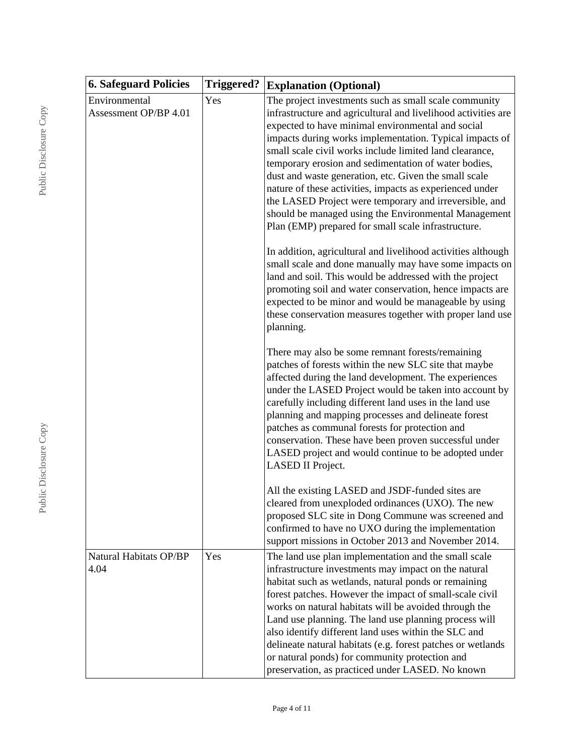| 6. Safeguard Policies | Triggered? | Explanation (Optional) |
|---|---|---|
| Environmental Assessment OP/BP 4.01 | Yes | The project investments such as small scale community infrastructure and agricultural and livelihood activities are expected to have minimal environmental and social impacts during works implementation. Typical impacts of small scale civil works include limited land clearance, temporary erosion and sedimentation of water bodies, dust and waste generation, etc. Given the small scale nature of these activities, impacts as experienced under the LASED Project were temporary and irreversible, and should be managed using the Environmental Management Plan (EMP) prepared for small scale infrastructure.<br><br>In addition, agricultural and livelihood activities although small scale and done manually may have some impacts on land and soil. This would be addressed with the project promoting soil and water conservation, hence impacts are expected to be minor and would be manageable by using these conservation measures together with proper land use planning.<br><br>There may also be some remnant forests/remaining patches of forests within the new SLC site that maybe affected during the land development. The experiences under the LASED Project would be taken into account by carefully including different land uses in the land use planning and mapping processes and delineate forest patches as communal forests for protection and conservation. These have been proven successful under LASED project and would continue to be adopted under LASED II Project.<br><br>All the existing LASED and JSDF-funded sites are cleared from unexploded ordinances (UXO). The new proposed SLC site in Dong Commune was screened and confirmed to have no UXO during the implementation support missions in October 2013 and November 2014. |
| Natural Habitats OP/BP 4.04 | Yes | The land use plan implementation and the small scale infrastructure investments may impact on the natural habitat such as wetlands, natural ponds or remaining forest patches. However the impact of small-scale civil works on natural habitats will be avoided through the Land use planning. The land use planning process will also identify different land uses within the SLC and delineate natural habitats (e.g. forest patches or wetlands or natural ponds) for community protection and preservation, as practiced under LASED. No known |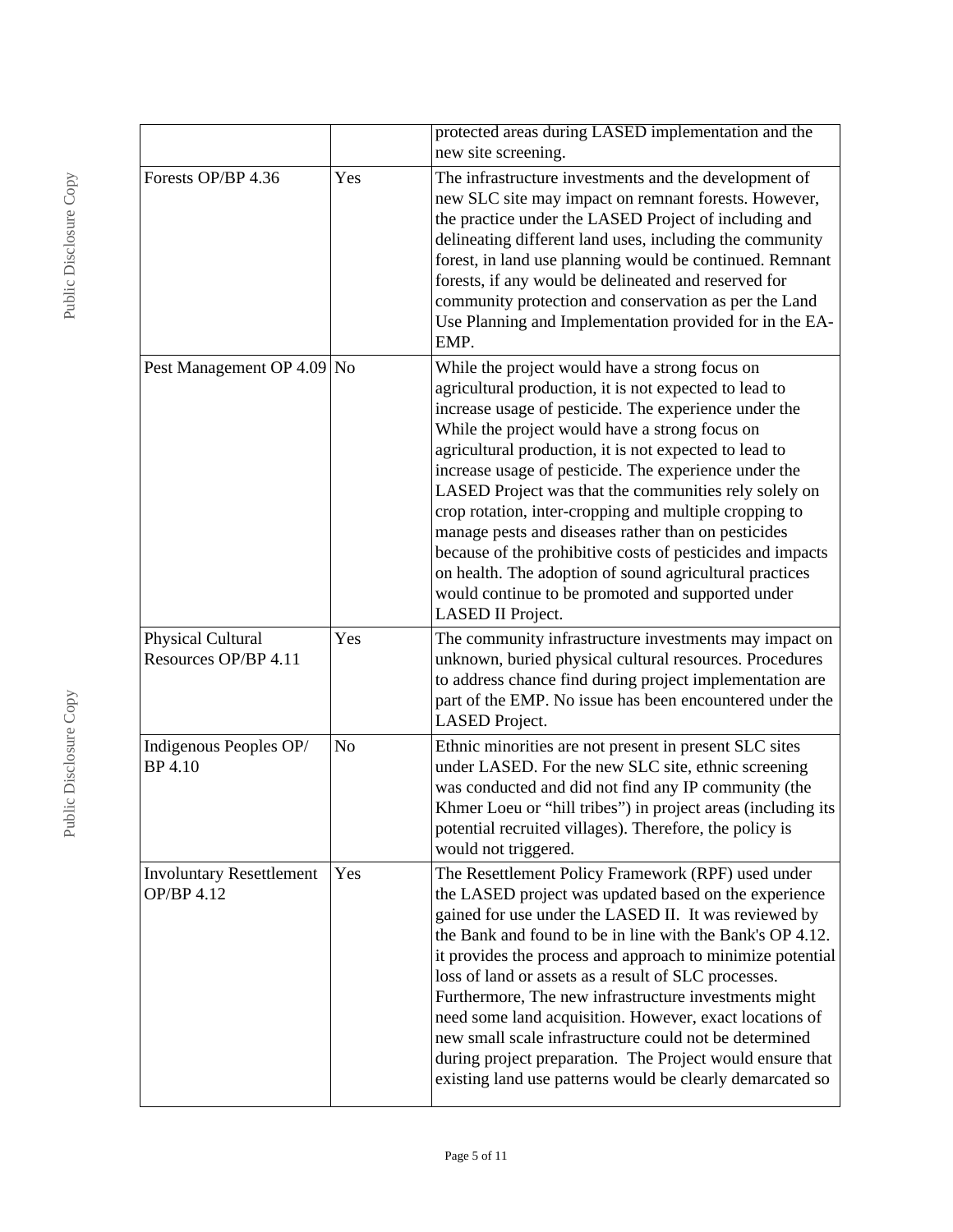| | | |
|---|---|---|
| | | protected areas during LASED implementation and the new site screening. |
| Forests OP/BP 4.36 | Yes | The infrastructure investments and the development of new SLC site may impact on remnant forests. However, the practice under the LASED Project of including and delineating different land uses, including the community forest, in land use planning would be continued. Remnant forests, if any would be delineated and reserved for community protection and conservation as per the Land Use Planning and Implementation provided for in the EA-EMP. |
| Pest Management OP 4.09 | No | While the project would have a strong focus on agricultural production, it is not expected to lead to increase usage of pesticide. The experience under the While the project would have a strong focus on agricultural production, it is not expected to lead to increase usage of pesticide. The experience under the LASED Project was that the communities rely solely on crop rotation, inter-cropping and multiple cropping to manage pests and diseases rather than on pesticides because of the prohibitive costs of pesticides and impacts on health. The adoption of sound agricultural practices would continue to be promoted and supported under LASED II Project. |
| Physical Cultural Resources OP/BP 4.11 | Yes | The community infrastructure investments may impact on unknown, buried physical cultural resources. Procedures to address chance find during project implementation are part of the EMP. No issue has been encountered under the LASED Project. |
| Indigenous Peoples OP/ BP 4.10 | No | Ethnic minorities are not present in present SLC sites under LASED. For the new SLC site, ethnic screening was conducted and did not find any IP community (the Khmer Loeu or "hill tribes") in project areas (including its potential recruited villages). Therefore, the policy is would not triggered. |
| Involuntary Resettlement OP/BP 4.12 | Yes | The Resettlement Policy Framework (RPF) used under the LASED project was updated based on the experience gained for use under the LASED II. It was reviewed by the Bank and found to be in line with the Bank's OP 4.12. it provides the process and approach to minimize potential loss of land or assets as a result of SLC processes. Furthermore, The new infrastructure investments might need some land acquisition. However, exact locations of new small scale infrastructure could not be determined during project preparation. The Project would ensure that existing land use patterns would be clearly demarcated so |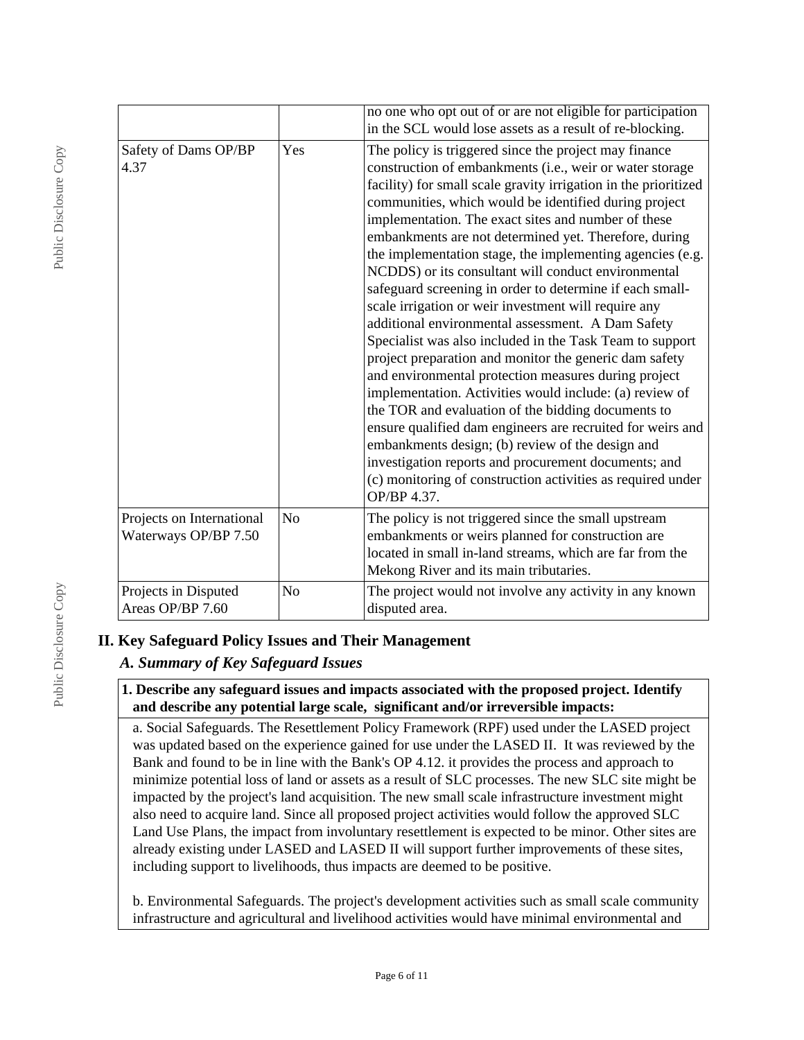| | | |
|---|---|---|
| | | no one who opt out of or are not eligible for participation in the SCL would lose assets as a result of re-blocking. |
| Safety of Dams OP/BP 4.37 | Yes | The policy is triggered since the project may finance construction of embankments (i.e., weir or water storage facility) for small scale gravity irrigation in the prioritized communities, which would be identified during project implementation. The exact sites and number of these embankments are not determined yet. Therefore, during the implementation stage, the implementing agencies (e.g. NCDDS) or its consultant will conduct environmental safeguard screening in order to determine if each small-scale irrigation or weir investment will require any additional environmental assessment. A Dam Safety Specialist was also included in the Task Team to support project preparation and monitor the generic dam safety and environmental protection measures during project implementation. Activities would include: (a) review of the TOR and evaluation of the bidding documents to ensure qualified dam engineers are recruited for weirs and embankments design; (b) review of the design and investigation reports and procurement documents; and (c) monitoring of construction activities as required under OP/BP 4.37. |
| Projects on International Waterways OP/BP 7.50 | No | The policy is not triggered since the small upstream embankments or weirs planned for construction are located in small in-land streams, which are far from the Mekong River and its main tributaries. |
| Projects in Disputed Areas OP/BP 7.60 | No | The project would not involve any activity in any known disputed area. |

## II. Key Safeguard Policy Issues and Their Management

### *A. Summary of Key Safeguard Issues*

**1. Describe any safeguard issues and impacts associated with the proposed project. Identify and describe any potential large scale, significant and/or irreversible impacts:**

a. Social Safeguards. The Resettlement Policy Framework (RPF) used under the LASED project was updated based on the experience gained for use under the LASED II. It was reviewed by the Bank and found to be in line with the Bank's OP 4.12. it provides the process and approach to minimize potential loss of land or assets as a result of SLC processes. The new SLC site might be impacted by the project's land acquisition. The new small scale infrastructure investment might also need to acquire land. Since all proposed project activities would follow the approved SLC Land Use Plans, the impact from involuntary resettlement is expected to be minor. Other sites are already existing under LASED and LASED II will support further improvements of these sites, including support to livelihoods, thus impacts are deemed to be positive.

b. Environmental Safeguards. The project's development activities such as small scale community infrastructure and agricultural and livelihood activities would have minimal environmental and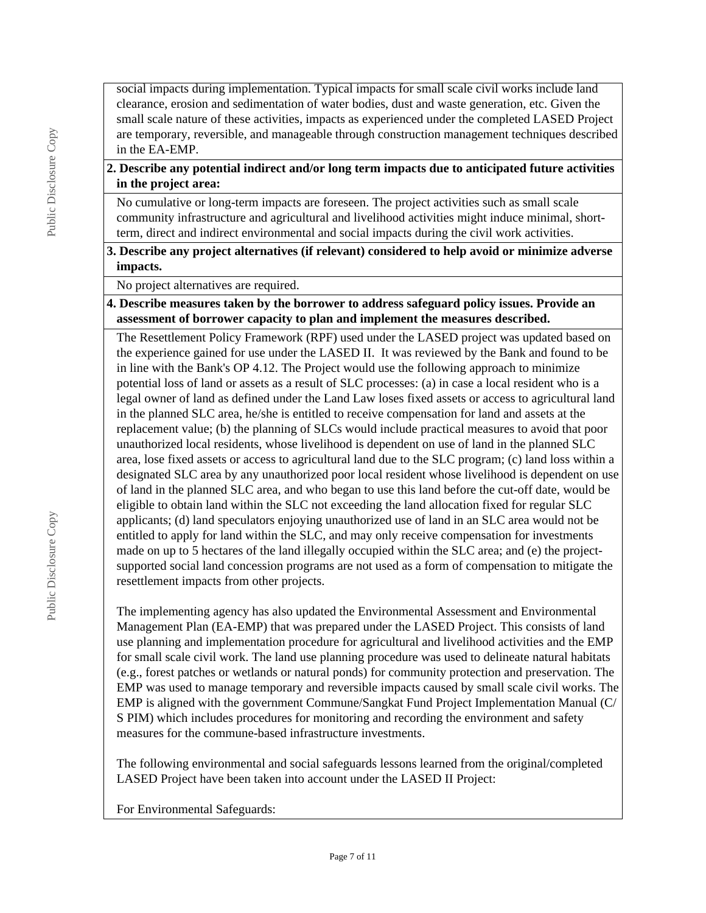social impacts during implementation. Typical impacts for small scale civil works include land clearance, erosion and sedimentation of water bodies, dust and waste generation, etc. Given the small scale nature of these activities, impacts as experienced under the completed LASED Project are temporary, reversible, and manageable through construction management techniques described in the EA-EMP.

**2. Describe any potential indirect and/or long term impacts due to anticipated future activities in the project area:**

No cumulative or long-term impacts are foreseen. The project activities such as small scale community infrastructure and agricultural and livelihood activities might induce minimal, short-term, direct and indirect environmental and social impacts during the civil work activities.

**3. Describe any project alternatives (if relevant) considered to help avoid or minimize adverse impacts.**

No project alternatives are required.

**4. Describe measures taken by the borrower to address safeguard policy issues. Provide an assessment of borrower capacity to plan and implement the measures described.**

The Resettlement Policy Framework (RPF) used under the LASED project was updated based on the experience gained for use under the LASED II. It was reviewed by the Bank and found to be in line with the Bank's OP 4.12. The Project would use the following approach to minimize potential loss of land or assets as a result of SLC processes: (a) in case a local resident who is a legal owner of land as defined under the Land Law loses fixed assets or access to agricultural land in the planned SLC area, he/she is entitled to receive compensation for land and assets at the replacement value; (b) the planning of SLCs would include practical measures to avoid that poor unauthorized local residents, whose livelihood is dependent on use of land in the planned SLC area, lose fixed assets or access to agricultural land due to the SLC program; (c) land loss within a designated SLC area by any unauthorized poor local resident whose livelihood is dependent on use of land in the planned SLC area, and who began to use this land before the cut-off date, would be eligible to obtain land within the SLC not exceeding the land allocation fixed for regular SLC applicants; (d) land speculators enjoying unauthorized use of land in an SLC area would not be entitled to apply for land within the SLC, and may only receive compensation for investments made on up to 5 hectares of the land illegally occupied within the SLC area; and (e) the project-supported social land concession programs are not used as a form of compensation to mitigate the resettlement impacts from other projects.

The implementing agency has also updated the Environmental Assessment and Environmental Management Plan (EA-EMP) that was prepared under the LASED Project. This consists of land use planning and implementation procedure for agricultural and livelihood activities and the EMP for small scale civil work. The land use planning procedure was used to delineate natural habitats (e.g., forest patches or wetlands or natural ponds) for community protection and preservation. The EMP was used to manage temporary and reversible impacts caused by small scale civil works. The EMP is aligned with the government Commune/Sangkat Fund Project Implementation Manual (C/S PIM) which includes procedures for monitoring and recording the environment and safety measures for the commune-based infrastructure investments.

The following environmental and social safeguards lessons learned from the original/completed LASED Project have been taken into account under the LASED II Project:

For Environmental Safeguards: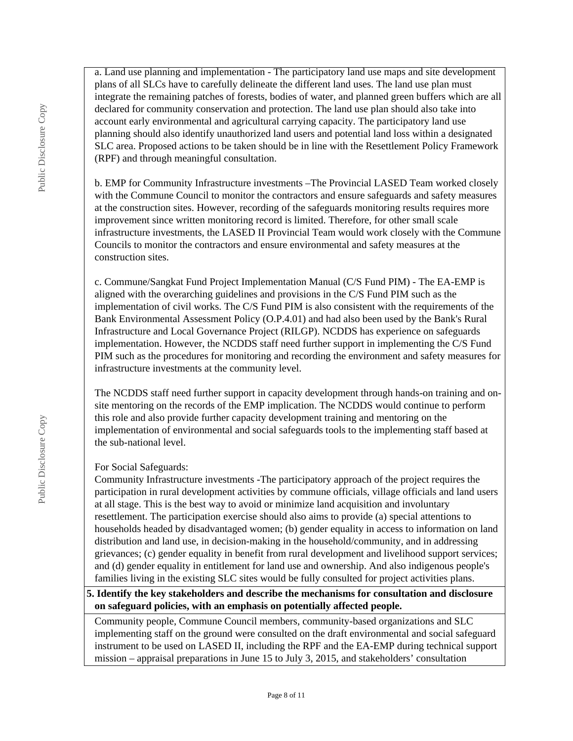a. Land use planning and implementation - The participatory land use maps and site development plans of all SLCs have to carefully delineate the different land uses. The land use plan must integrate the remaining patches of forests, bodies of water, and planned green buffers which are all declared for community conservation and protection. The land use plan should also take into account early environmental and agricultural carrying capacity. The participatory land use planning should also identify unauthorized land users and potential land loss within a designated SLC area. Proposed actions to be taken should be in line with the Resettlement Policy Framework (RPF) and through meaningful consultation.

b. EMP for Community Infrastructure investments –The Provincial LASED Team worked closely with the Commune Council to monitor the contractors and ensure safeguards and safety measures at the construction sites. However, recording of the safeguards monitoring results requires more improvement since written monitoring record is limited. Therefore, for other small scale infrastructure investments, the LASED II Provincial Team would work closely with the Commune Councils to monitor the contractors and ensure environmental and safety measures at the construction sites.

c. Commune/Sangkat Fund Project Implementation Manual (C/S Fund PIM) - The EA-EMP is aligned with the overarching guidelines and provisions in the C/S Fund PIM such as the implementation of civil works. The C/S Fund PIM is also consistent with the requirements of the Bank Environmental Assessment Policy (O.P.4.01) and had also been used by the Bank's Rural Infrastructure and Local Governance Project (RILGP). NCDDS has experience on safeguards implementation. However, the NCDDS staff need further support in implementing the C/S Fund PIM such as the procedures for monitoring and recording the environment and safety measures for infrastructure investments at the community level.

The NCDDS staff need further support in capacity development through hands-on training and on-site mentoring on the records of the EMP implication. The NCDDS would continue to perform this role and also provide further capacity development training and mentoring on the implementation of environmental and social safeguards tools to the implementing staff based at the sub-national level.

For Social Safeguards:
Community Infrastructure investments -The participatory approach of the project requires the participation in rural development activities by commune officials, village officials and land users at all stage. This is the best way to avoid or minimize land acquisition and involuntary resettlement. The participation exercise should also aims to provide (a) special attentions to households headed by disadvantaged women; (b) gender equality in access to information on land distribution and land use, in decision-making in the household/community, and in addressing grievances; (c) gender equality in benefit from rural development and livelihood support services; and (d) gender equality in entitlement for land use and ownership. And also indigenous people's families living in the existing SLC sites would be fully consulted for project activities plans.

**5. Identify the key stakeholders and describe the mechanisms for consultation and disclosure on safeguard policies, with an emphasis on potentially affected people.**

Community people, Commune Council members, community-based organizations and SLC implementing staff on the ground were consulted on the draft environmental and social safeguard instrument to be used on LASED II, including the RPF and the EA-EMP during technical support mission – appraisal preparations in June 15 to July 3, 2015, and stakeholders' consultation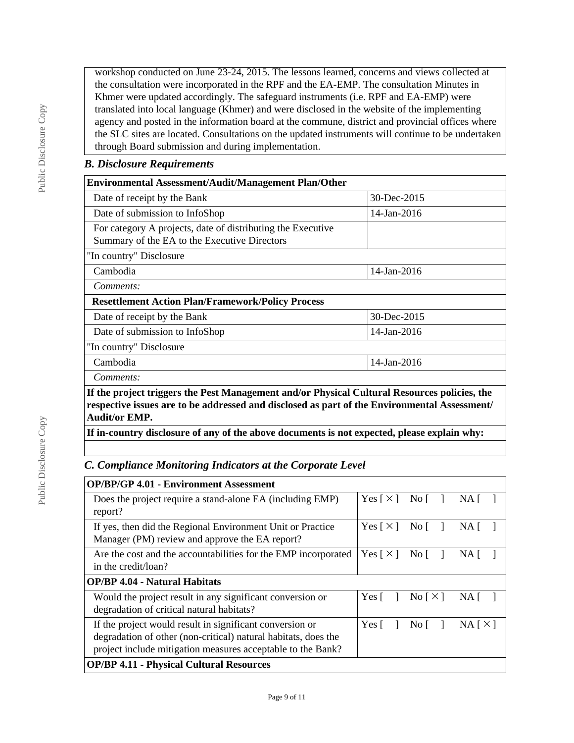workshop conducted on June 23-24, 2015. The lessons learned, concerns and views collected at the consultation were incorporated in the RPF and the EA-EMP. The consultation Minutes in Khmer were updated accordingly. The safeguard instruments (i.e. RPF and EA-EMP) were translated into local language (Khmer) and were disclosed in the website of the implementing agency and posted in the information board at the commune, district and provincial offices where the SLC sites are located. Consultations on the updated instruments will continue to be undertaken through Board submission and during implementation.

### *B. Disclosure Requirements*

| **Environmental Assessment/Audit/Management Plan/Other** | |
|---|---|
| Date of receipt by the Bank | 30-Dec-2015 |
| Date of submission to InfoShop | 14-Jan-2016 |
| For category A projects, date of distributing the Executive Summary of the EA to the Executive Directors | |
| "In country" Disclosure | |
| Cambodia | 14-Jan-2016 |
| *Comments:* | |
| **Resettlement Action Plan/Framework/Policy Process** | |
| Date of receipt by the Bank | 30-Dec-2015 |
| Date of submission to InfoShop | 14-Jan-2016 |
| "In country" Disclosure | |
| Cambodia | 14-Jan-2016 |
| *Comments:* | |
| **If the project triggers the Pest Management and/or Physical Cultural Resources policies, the respective issues are to be addressed and disclosed as part of the Environmental Assessment/ Audit/or EMP.** | |
| **If in-country disclosure of any of the above documents is not expected, please explain why:** | |
| | |

### *C. Compliance Monitoring Indicators at the Corporate Level*

| **OP/BP/GP 4.01 - Environment Assessment** | |
|---|---|
| Does the project require a stand-alone EA (including EMP) report? | Yes [ × ] No [ ] NA [ ] |
| If yes, then did the Regional Environment Unit or Practice Manager (PM) review and approve the EA report? | Yes [ × ] No [ ] NA [ ] |
| Are the cost and the accountabilities for the EMP incorporated in the credit/loan? | Yes [ × ] No [ ] NA [ ] |
| **OP/BP 4.04 - Natural Habitats** | |
| Would the project result in any significant conversion or degradation of critical natural habitats? | Yes [ ] No [ × ] NA [ ] |
| If the project would result in significant conversion or degradation of other (non-critical) natural habitats, does the project include mitigation measures acceptable to the Bank? | Yes [ ] No [ ] NA [ × ] |
| **OP/BP 4.11 - Physical Cultural Resources** | |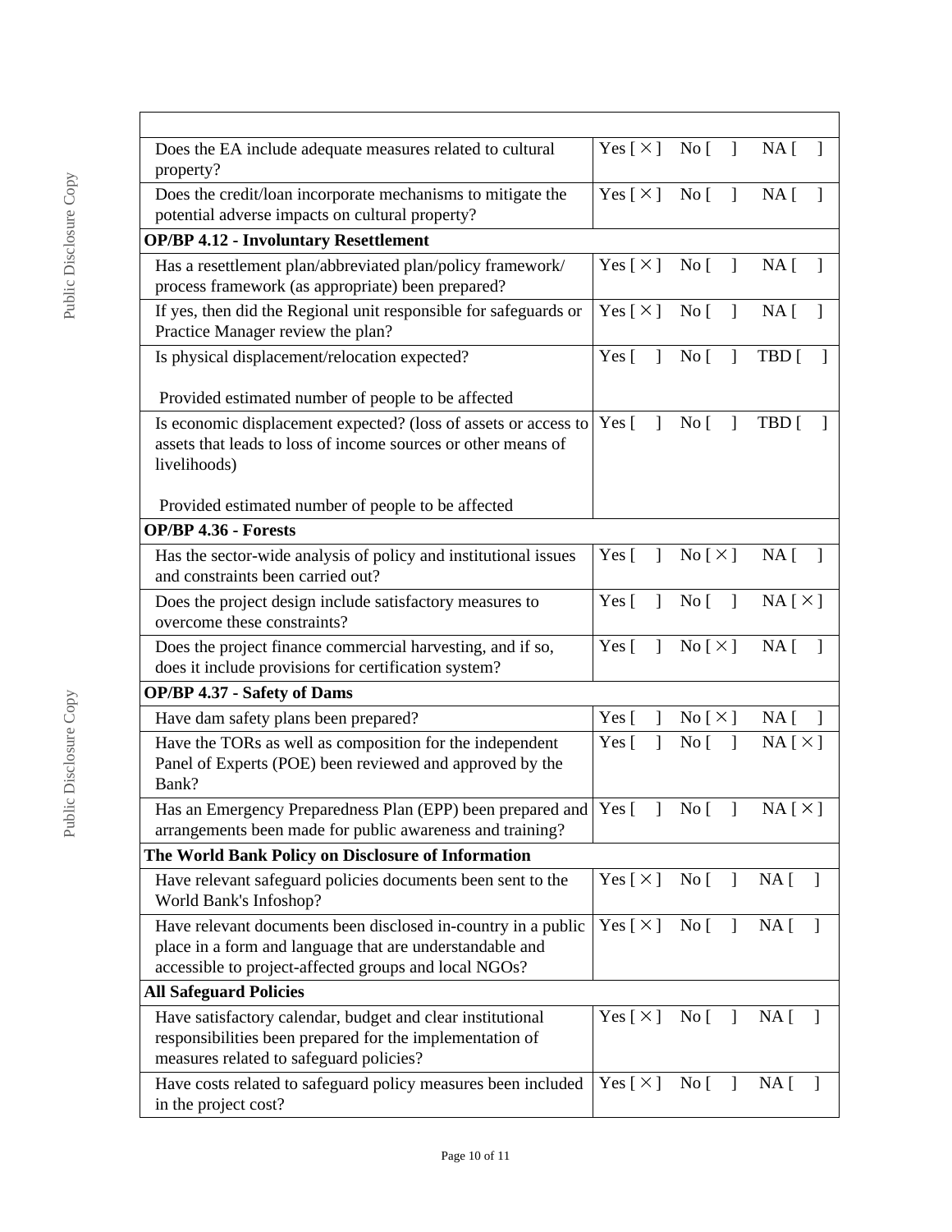| | |
|---|---|
| Does the EA include adequate measures related to cultural property? | Yes [ × ] No [ ] NA [ ] |
| Does the credit/loan incorporate mechanisms to mitigate the potential adverse impacts on cultural property? | Yes [ × ] No [ ] NA [ ] |
| **OP/BP 4.12 - Involuntary Resettlement** | |
| Has a resettlement plan/abbreviated plan/policy framework/ process framework (as appropriate) been prepared? | Yes [ × ] No [ ] NA [ ] |
| If yes, then did the Regional unit responsible for safeguards or Practice Manager review the plan? | Yes [ × ] No [ ] NA [ ] |
| Is physical displacement/relocation expected?<br><br>Provided estimated number of people to be affected | Yes [ ] No [ ] TBD [ ] |
| Is economic displacement expected? (loss of assets or access to assets that leads to loss of income sources or other means of livelihoods)<br><br>Provided estimated number of people to be affected | Yes [ ] No [ ] TBD [ ] |
| **OP/BP 4.36 - Forests** | |
| Has the sector-wide analysis of policy and institutional issues and constraints been carried out? | Yes [ ] No [ × ] NA [ ] |
| Does the project design include satisfactory measures to overcome these constraints? | Yes [ ] No [ ] NA [ × ] |
| Does the project finance commercial harvesting, and if so, does it include provisions for certification system? | Yes [ ] No [ × ] NA [ ] |
| **OP/BP 4.37 - Safety of Dams** | |
| Have dam safety plans been prepared? | Yes [ ] No [ × ] NA [ ] |
| Have the TORs as well as composition for the independent Panel of Experts (POE) been reviewed and approved by the Bank? | Yes [ ] No [ ] NA [ × ] |
| Has an Emergency Preparedness Plan (EPP) been prepared and arrangements been made for public awareness and training? | Yes [ ] No [ ] NA [ × ] |
| **The World Bank Policy on Disclosure of Information** | |
| Have relevant safeguard policies documents been sent to the World Bank's Infoshop? | Yes [ × ] No [ ] NA [ ] |
| Have relevant documents been disclosed in-country in a public place in a form and language that are understandable and accessible to project-affected groups and local NGOs? | Yes [ × ] No [ ] NA [ ] |
| **All Safeguard Policies** | |
| Have satisfactory calendar, budget and clear institutional responsibilities been prepared for the implementation of measures related to safeguard policies? | Yes [ × ] No [ ] NA [ ] |
| Have costs related to safeguard policy measures been included in the project cost? | Yes [ × ] No [ ] NA [ ] |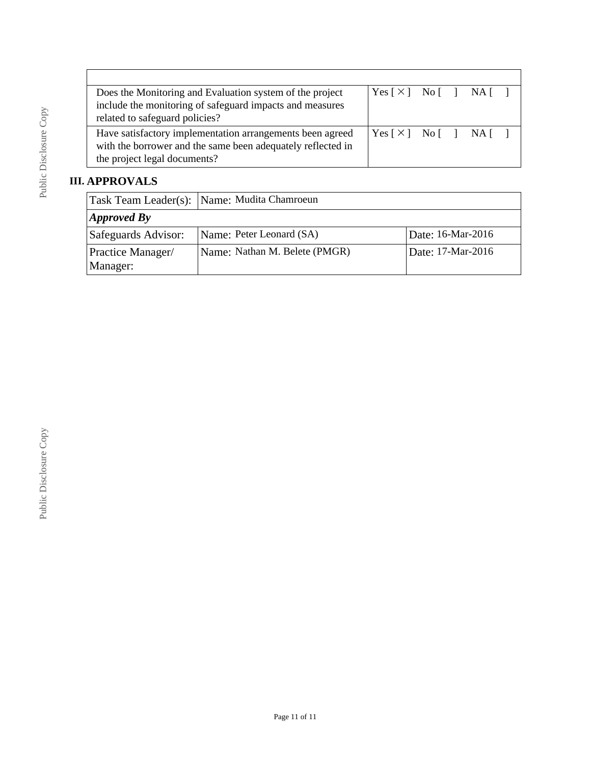| | |
|---|---|
| Does the Monitoring and Evaluation system of the project include the monitoring of safeguard impacts and measures related to safeguard policies? | Yes [ × ]  No [  ]  NA [  ] |
| Have satisfactory implementation arrangements been agreed with the borrower and the same been adequately reflected in the project legal documents? | Yes [ × ]  No [  ]  NA [  ] |

## III. APPROVALS

| | | |
|---|---|---|
| Task Team Leader(s): | Name: Mudita Chamroeun | |
| ***Approved By*** | | |
| Safeguards Advisor: | Name: Peter Leonard (SA) | Date: 16-Mar-2016 |
| Practice Manager/ Manager: | Name: Nathan M. Belete (PMGR) | Date: 17-Mar-2016 |